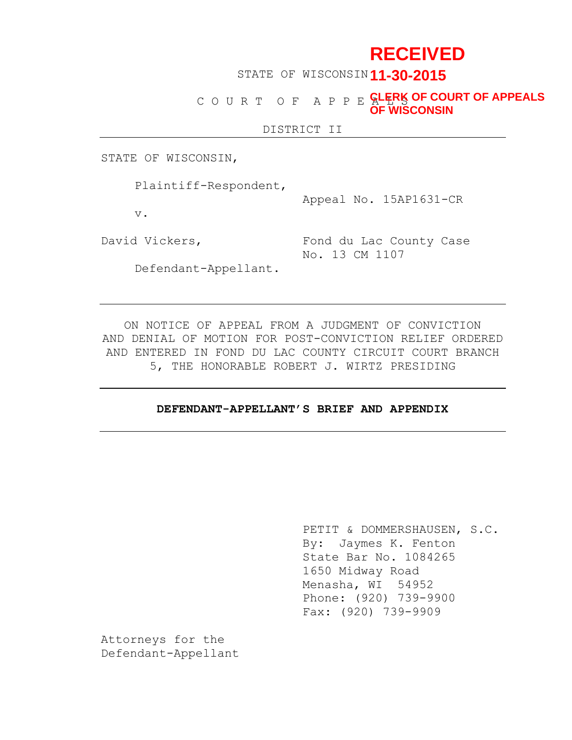RECEIVED
11-30-2015
CLERK OF COURT OF APPEALS
OF WISCONSIN

STATE OF WISCONSIN

C O U R T O F A P P E A L S

DISTRICT II

---

STATE OF WISCONSIN,

Plaintiff-Respondent,

v.

David Vickers,

Defendant-Appellant.

Appeal No. 15AP1631-CR

Fond du Lac County Case No. 13 CM 1107

---

ON NOTICE OF APPEAL FROM A JUDGMENT OF CONVICTION AND DENIAL OF MOTION FOR POST-CONVICTION RELIEF ORDERED AND ENTERED IN FOND DU LAC COUNTY CIRCUIT COURT BRANCH 5, THE HONORABLE ROBERT J. WIRTZ PRESIDING

---

**DEFENDANT-APPELLANT'S BRIEF AND APPENDIX**

---

PETIT & DOMMERSHAUSEN, S.C.
By: Jaymes K. Fenton
State Bar No. 1084265
1650 Midway Road
Menasha, WI 54952
Phone: (920) 739-9900
Fax: (920) 739-9909

Attorneys for the
Defendant-Appellant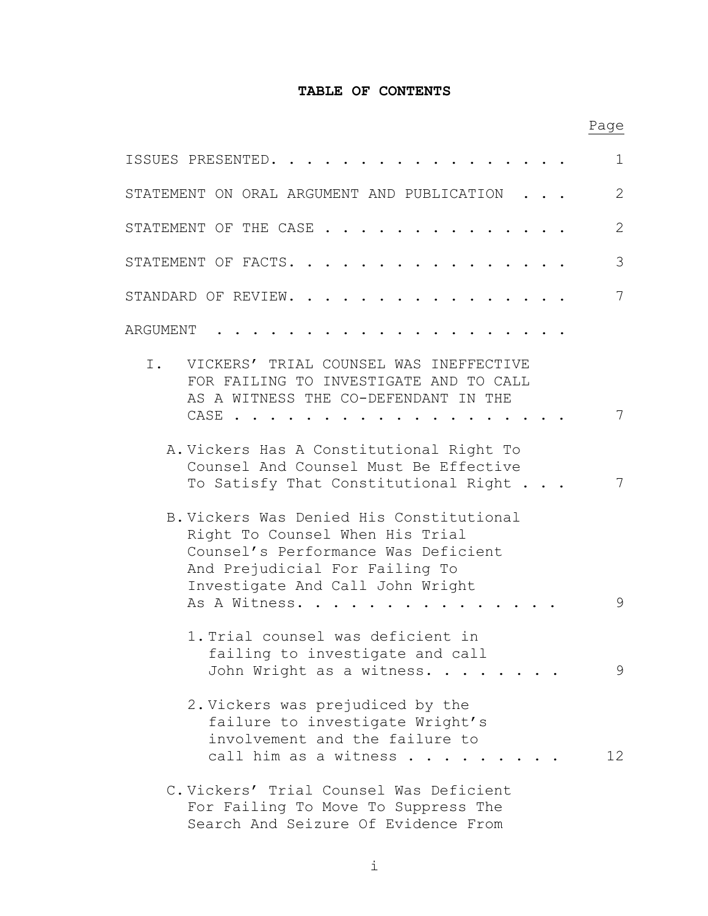# TABLE OF CONTENTS

| | Page |
|---|---|
| ISSUES PRESENTED. . . . . . . . . . . . . . . . . | 1 |
| STATEMENT ON ORAL ARGUMENT AND PUBLICATION . . . | 2 |
| STATEMENT OF THE CASE . . . . . . . . . . . . . . | 2 |
| STATEMENT OF FACTS. . . . . . . . . . . . . . . . | 3 |
| STANDARD OF REVIEW. . . . . . . . . . . . . . . . | 7 |
| ARGUMENT . . . . . . . . . . . . . . . . . . . . . | |
| I. VICKERS' TRIAL COUNSEL WAS INEFFECTIVE FOR FAILING TO INVESTIGATE AND TO CALL AS A WITNESS THE CO-DEFENDANT IN THE CASE . . . . . . . . . . . . . . . . . . | 7 |
| A. Vickers Has A Constitutional Right To Counsel And Counsel Must Be Effective To Satisfy That Constitutional Right . . . | 7 |
| B. Vickers Was Denied His Constitutional Right To Counsel When His Trial Counsel's Performance Was Deficient And Prejudicial For Failing To Investigate And Call John Wright As A Witness. . . . . . . . . . . . . . . | 9 |
| 1. Trial counsel was deficient in failing to investigate and call John Wright as a witness. . . . . . . . | 9 |
| 2. Vickers was prejudiced by the failure to investigate Wright's involvement and the failure to call him as a witness . . . . . . . . . | 12 |
| C. Vickers' Trial Counsel Was Deficient For Failing To Move To Suppress The Search And Seizure Of Evidence From | |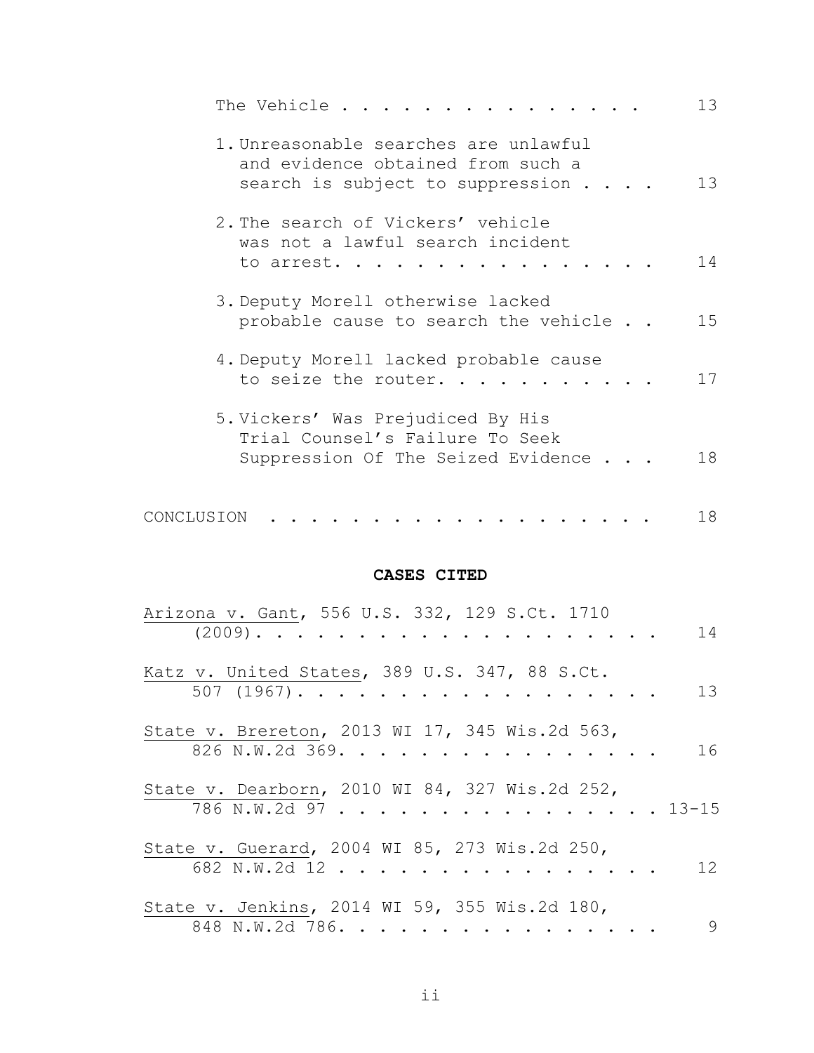The Vehicle . . . . . . . . . . . . . . . 13

1. Unreasonable searches are unlawful and evidence obtained from such a search is subject to suppression . . . . 13

2. The search of Vickers' vehicle was not a lawful search incident to arrest. . . . . . . . . . . . . . . 14

3. Deputy Morell otherwise lacked probable cause to search the vehicle . . 15

4. Deputy Morell lacked probable cause to seize the router. . . . . . . . . . 17

5. Vickers' Was Prejudiced By His Trial Counsel's Failure To Seek Suppression Of The Seized Evidence . . . 18

CONCLUSION . . . . . . . . . . . . . . . . . . . . 18

**CASES CITED**

Arizona v. Gant, 556 U.S. 332, 129 S.Ct. 1710 (2009). . . . . . . . . . . . . . . . . . . . 14

Katz v. United States, 389 U.S. 347, 88 S.Ct. 507 (1967). . . . . . . . . . . . . . . . . . 13

State v. Brereton, 2013 WI 17, 345 Wis.2d 563, 826 N.W.2d 369. . . . . . . . . . . . . . . . 16

State v. Dearborn, 2010 WI 84, 327 Wis.2d 252, 786 N.W.2d 97 . . . . . . . . . . . . . . . . 13-15

State v. Guerard, 2004 WI 85, 273 Wis.2d 250, 682 N.W.2d 12 . . . . . . . . . . . . . . . . 12

State v. Jenkins, 2014 WI 59, 355 Wis.2d 180, 848 N.W.2d 786. . . . . . . . . . . . . . . . 9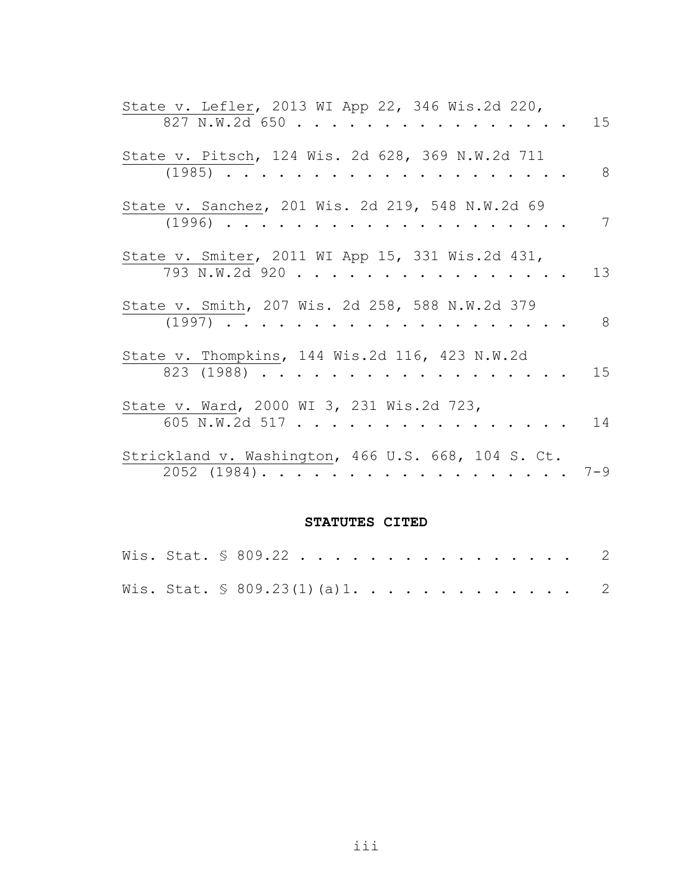State v. Lefler, 2013 WI App 22, 346 Wis.2d 220, 827 N.W.2d 650 . . . . . . . . . . . . . . . . 15

State v. Pitsch, 124 Wis. 2d 628, 369 N.W.2d 711 (1985) . . . . . . . . . . . . . . . . . . . . 8

State v. Sanchez, 201 Wis. 2d 219, 548 N.W.2d 69 (1996) . . . . . . . . . . . . . . . . . . . . 7

State v. Smiter, 2011 WI App 15, 331 Wis.2d 431, 793 N.W.2d 920 . . . . . . . . . . . . . . . . 13

State v. Smith, 207 Wis. 2d 258, 588 N.W.2d 379 (1997) . . . . . . . . . . . . . . . . . . . . 8

State v. Thompkins, 144 Wis.2d 116, 423 N.W.2d 823 (1988) . . . . . . . . . . . . . . . . . . . 15

State v. Ward, 2000 WI 3, 231 Wis.2d 723, 605 N.W.2d 517 . . . . . . . . . . . . . . . . 14

Strickland v. Washington, 466 U.S. 668, 104 S. Ct. 2052 (1984). . . . . . . . . . . . . . . . . . 7-9

## STATUTES CITED

Wis. Stat. § 809.22 . . . . . . . . . . . . . . . . 2

Wis. Stat. § 809.23(1)(a)1. . . . . . . . . . . . . 2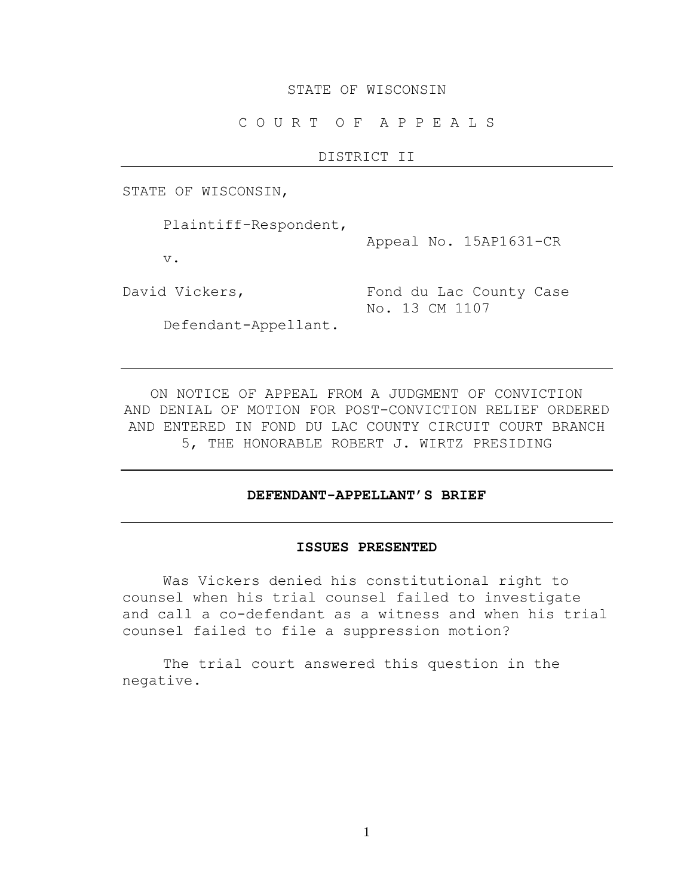STATE OF WISCONSIN

C O U R T O F A P P E A L S

DISTRICT II

---

STATE OF WISCONSIN,

Plaintiff-Respondent,

v.

David Vickers,

Defendant-Appellant.

Appeal No. 15AP1631-CR

Fond du Lac County Case No. 13 CM 1107

---

ON NOTICE OF APPEAL FROM A JUDGMENT OF CONVICTION AND DENIAL OF MOTION FOR POST-CONVICTION RELIEF ORDERED AND ENTERED IN FOND DU LAC COUNTY CIRCUIT COURT BRANCH 5, THE HONORABLE ROBERT J. WIRTZ PRESIDING

---

**DEFENDANT-APPELLANT'S BRIEF**

---

**ISSUES PRESENTED**

Was Vickers denied his constitutional right to counsel when his trial counsel failed to investigate and call a co-defendant as a witness and when his trial counsel failed to file a suppression motion?

The trial court answered this question in the negative.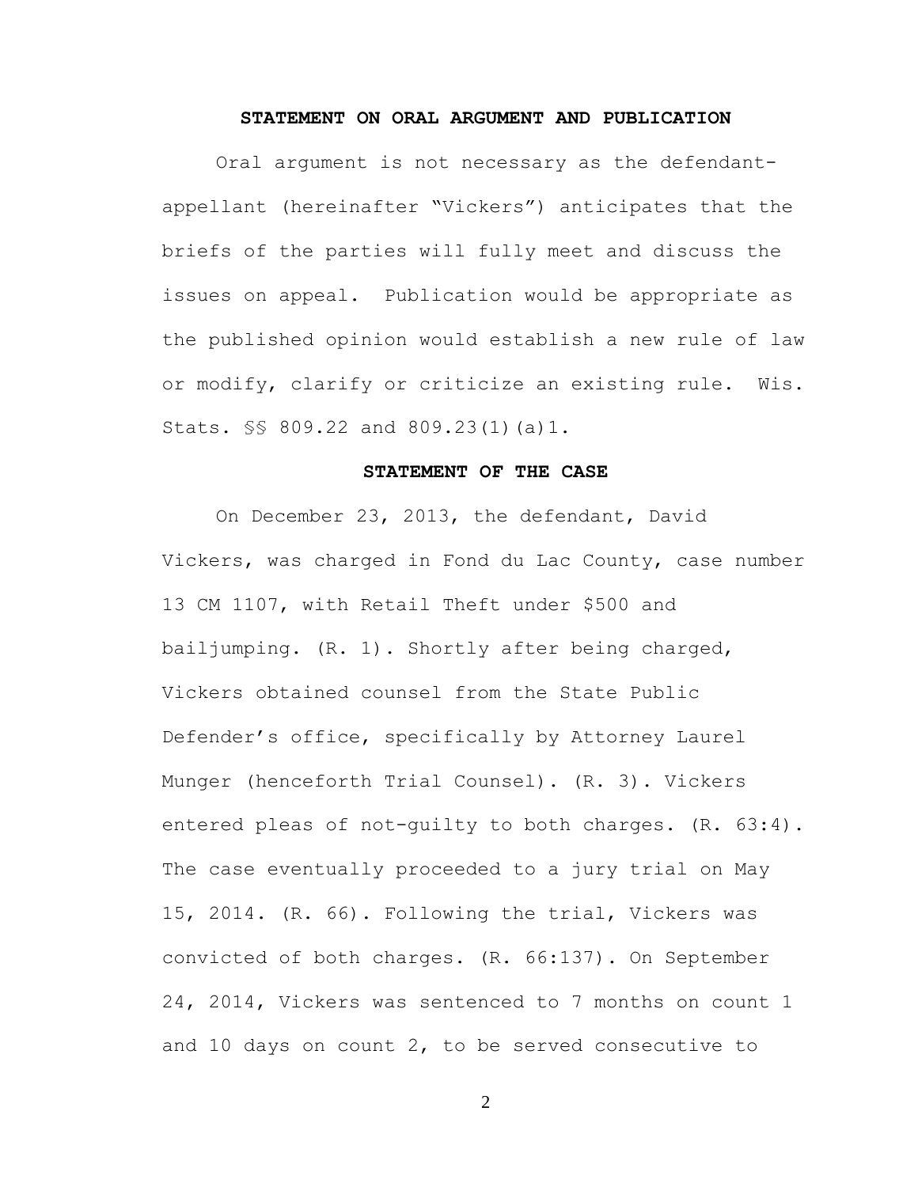## STATEMENT ON ORAL ARGUMENT AND PUBLICATION

Oral argument is not necessary as the defendant-appellant (hereinafter "Vickers") anticipates that the briefs of the parties will fully meet and discuss the issues on appeal. Publication would be appropriate as the published opinion would establish a new rule of law or modify, clarify or criticize an existing rule. Wis. Stats. §§ 809.22 and 809.23(1)(a)1.

## STATEMENT OF THE CASE

On December 23, 2013, the defendant, David Vickers, was charged in Fond du Lac County, case number 13 CM 1107, with Retail Theft under $500 and bailjumping. (R. 1). Shortly after being charged, Vickers obtained counsel from the State Public Defender's office, specifically by Attorney Laurel Munger (henceforth Trial Counsel). (R. 3). Vickers entered pleas of not-guilty to both charges. (R. 63:4). The case eventually proceeded to a jury trial on May 15, 2014. (R. 66). Following the trial, Vickers was convicted of both charges. (R. 66:137). On September 24, 2014, Vickers was sentenced to 7 months on count 1 and 10 days on count 2, to be served consecutive to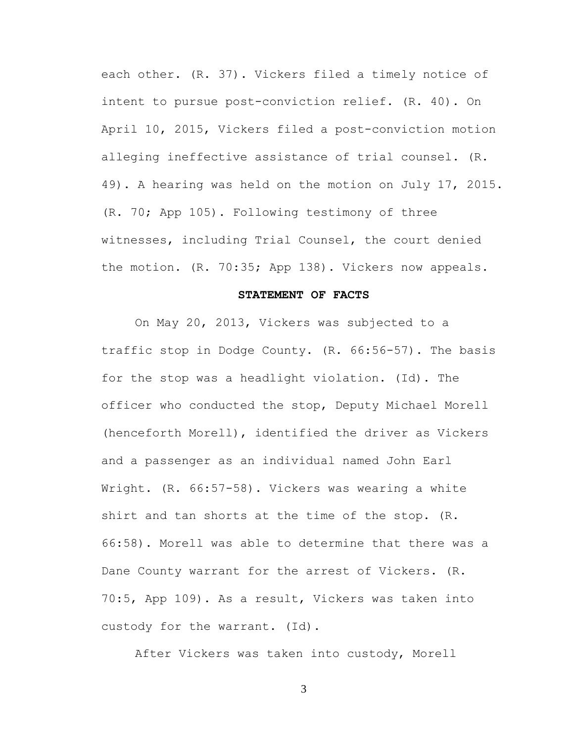each other. (R. 37). Vickers filed a timely notice of intent to pursue post-conviction relief. (R. 40). On April 10, 2015, Vickers filed a post-conviction motion alleging ineffective assistance of trial counsel. (R. 49). A hearing was held on the motion on July 17, 2015. (R. 70; App 105). Following testimony of three witnesses, including Trial Counsel, the court denied the motion. (R. 70:35; App 138). Vickers now appeals.

## STATEMENT OF FACTS

On May 20, 2013, Vickers was subjected to a traffic stop in Dodge County. (R. 66:56-57). The basis for the stop was a headlight violation. (Id). The officer who conducted the stop, Deputy Michael Morell (henceforth Morell), identified the driver as Vickers and a passenger as an individual named John Earl Wright. (R. 66:57-58). Vickers was wearing a white shirt and tan shorts at the time of the stop. (R. 66:58). Morell was able to determine that there was a Dane County warrant for the arrest of Vickers. (R. 70:5, App 109). As a result, Vickers was taken into custody for the warrant. (Id).

After Vickers was taken into custody, Morell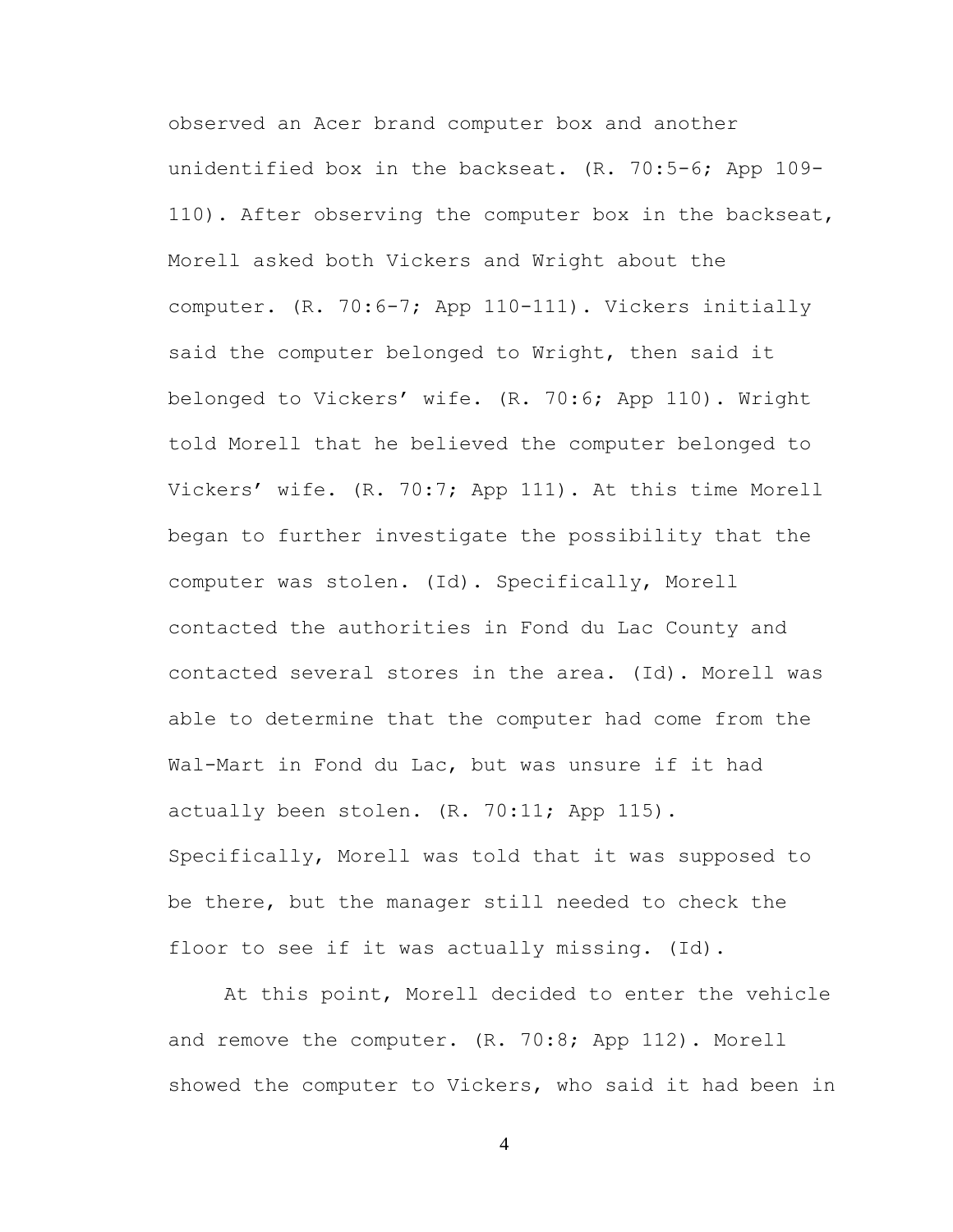observed an Acer brand computer box and another unidentified box in the backseat. (R. 70:5-6; App 109-110). After observing the computer box in the backseat, Morell asked both Vickers and Wright about the computer. (R. 70:6-7; App 110-111). Vickers initially said the computer belonged to Wright, then said it belonged to Vickers' wife. (R. 70:6; App 110). Wright told Morell that he believed the computer belonged to Vickers' wife. (R. 70:7; App 111). At this time Morell began to further investigate the possibility that the computer was stolen. (Id). Specifically, Morell contacted the authorities in Fond du Lac County and contacted several stores in the area. (Id). Morell was able to determine that the computer had come from the Wal-Mart in Fond du Lac, but was unsure if it had actually been stolen. (R. 70:11; App 115). Specifically, Morell was told that it was supposed to be there, but the manager still needed to check the floor to see if it was actually missing. (Id).

At this point, Morell decided to enter the vehicle and remove the computer. (R. 70:8; App 112). Morell showed the computer to Vickers, who said it had been in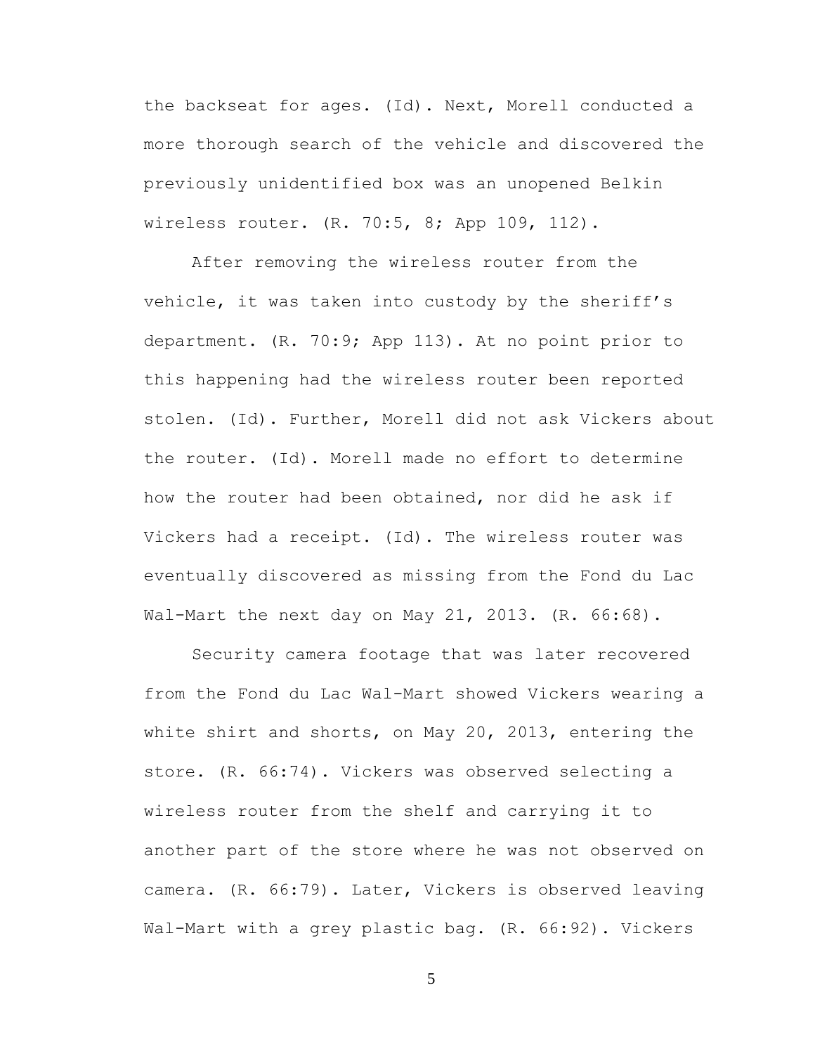the backseat for ages. (Id). Next, Morell conducted a more thorough search of the vehicle and discovered the previously unidentified box was an unopened Belkin wireless router. (R. 70:5, 8; App 109, 112).

After removing the wireless router from the vehicle, it was taken into custody by the sheriff's department. (R. 70:9; App 113). At no point prior to this happening had the wireless router been reported stolen. (Id). Further, Morell did not ask Vickers about the router. (Id). Morell made no effort to determine how the router had been obtained, nor did he ask if Vickers had a receipt. (Id). The wireless router was eventually discovered as missing from the Fond du Lac Wal-Mart the next day on May 21, 2013. (R. 66:68).

Security camera footage that was later recovered from the Fond du Lac Wal-Mart showed Vickers wearing a white shirt and shorts, on May 20, 2013, entering the store. (R. 66:74). Vickers was observed selecting a wireless router from the shelf and carrying it to another part of the store where he was not observed on camera. (R. 66:79). Later, Vickers is observed leaving Wal-Mart with a grey plastic bag. (R. 66:92). Vickers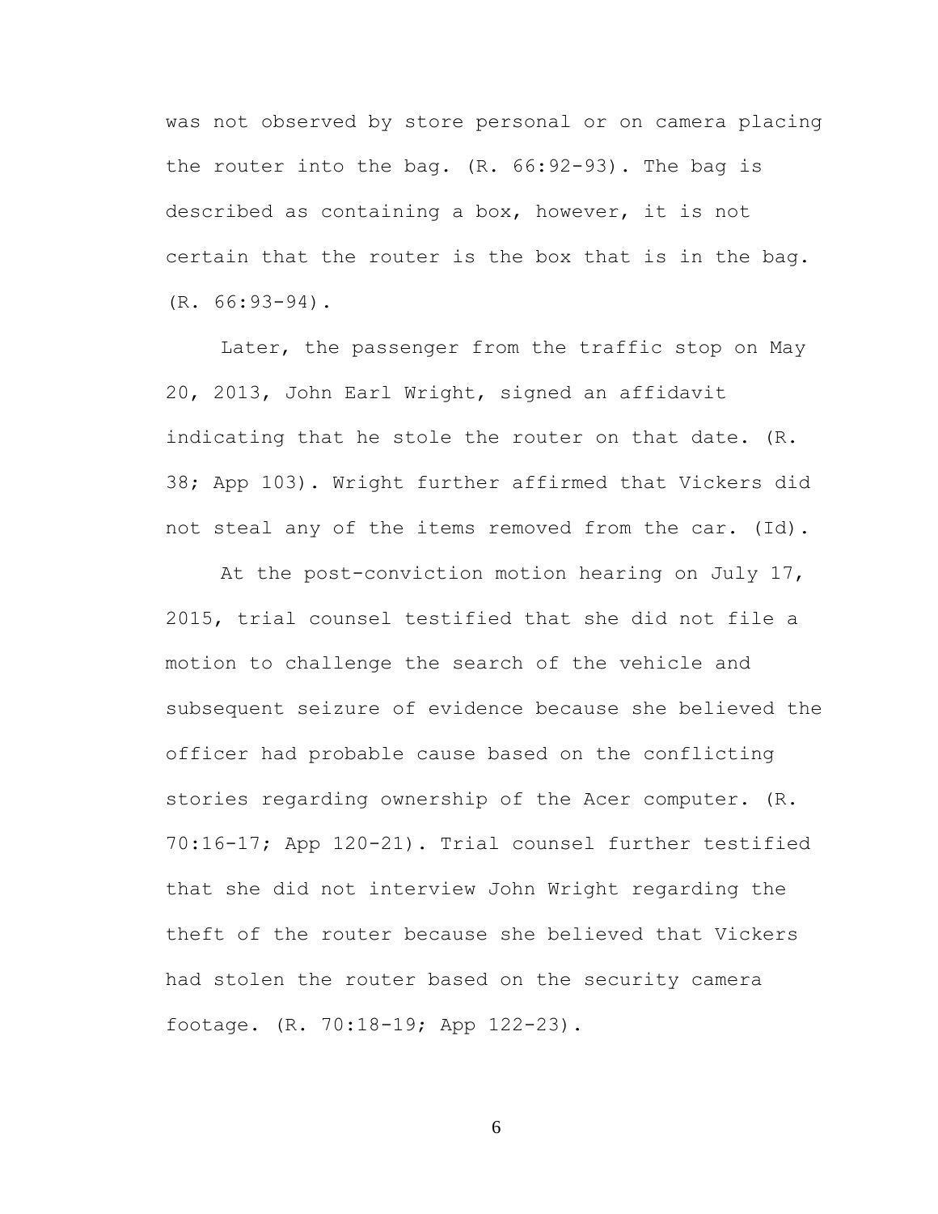was not observed by store personal or on camera placing the router into the bag. (R. 66:92-93). The bag is described as containing a box, however, it is not certain that the router is the box that is in the bag. (R. 66:93-94).

Later, the passenger from the traffic stop on May 20, 2013, John Earl Wright, signed an affidavit indicating that he stole the router on that date. (R. 38; App 103). Wright further affirmed that Vickers did not steal any of the items removed from the car. (Id).

At the post-conviction motion hearing on July 17, 2015, trial counsel testified that she did not file a motion to challenge the search of the vehicle and subsequent seizure of evidence because she believed the officer had probable cause based on the conflicting stories regarding ownership of the Acer computer. (R. 70:16-17; App 120-21). Trial counsel further testified that she did not interview John Wright regarding the theft of the router because she believed that Vickers had stolen the router based on the security camera footage. (R. 70:18-19; App 122-23).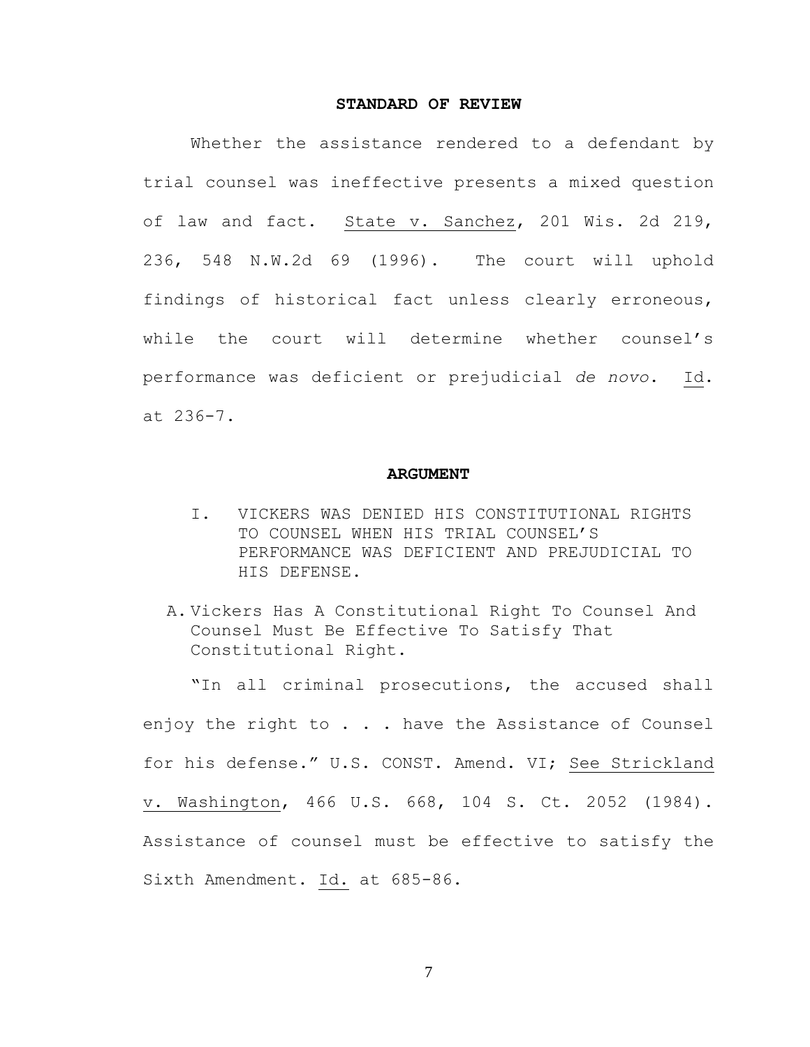## STANDARD OF REVIEW

Whether the assistance rendered to a defendant by trial counsel was ineffective presents a mixed question of law and fact. State v. Sanchez, 201 Wis. 2d 219, 236, 548 N.W.2d 69 (1996). The court will uphold findings of historical fact unless clearly erroneous, while the court will determine whether counsel's performance was deficient or prejudicial *de novo*. Id. at 236-7.

## ARGUMENT

I. VICKERS WAS DENIED HIS CONSTITUTIONAL RIGHTS TO COUNSEL WHEN HIS TRIAL COUNSEL'S PERFORMANCE WAS DEFICIENT AND PREJUDICIAL TO HIS DEFENSE.

A. Vickers Has A Constitutional Right To Counsel And Counsel Must Be Effective To Satisfy That Constitutional Right.

"In all criminal prosecutions, the accused shall enjoy the right to . . . have the Assistance of Counsel for his defense." U.S. CONST. Amend. VI; See Strickland v. Washington, 466 U.S. 668, 104 S. Ct. 2052 (1984). Assistance of counsel must be effective to satisfy the Sixth Amendment. Id. at 685-86.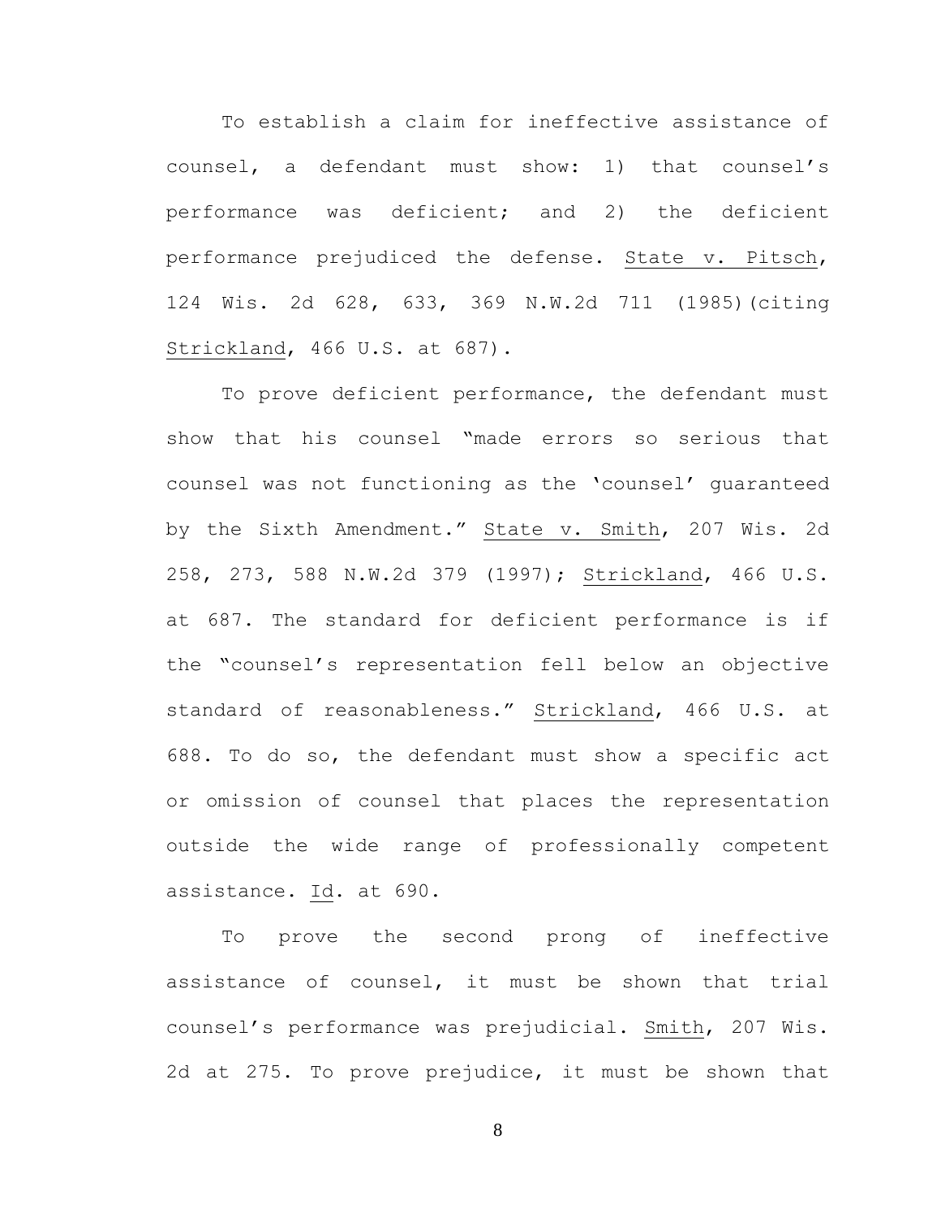To establish a claim for ineffective assistance of counsel, a defendant must show: 1) that counsel's performance was deficient; and 2) the deficient performance prejudiced the defense. State v. Pitsch, 124 Wis. 2d 628, 633, 369 N.W.2d 711 (1985)(citing Strickland, 466 U.S. at 687).

To prove deficient performance, the defendant must show that his counsel "made errors so serious that counsel was not functioning as the 'counsel' guaranteed by the Sixth Amendment." State v. Smith, 207 Wis. 2d 258, 273, 588 N.W.2d 379 (1997); Strickland, 466 U.S. at 687. The standard for deficient performance is if the "counsel's representation fell below an objective standard of reasonableness." Strickland, 466 U.S. at 688. To do so, the defendant must show a specific act or omission of counsel that places the representation outside the wide range of professionally competent assistance. Id. at 690.

To prove the second prong of ineffective assistance of counsel, it must be shown that trial counsel's performance was prejudicial. Smith, 207 Wis. 2d at 275. To prove prejudice, it must be shown that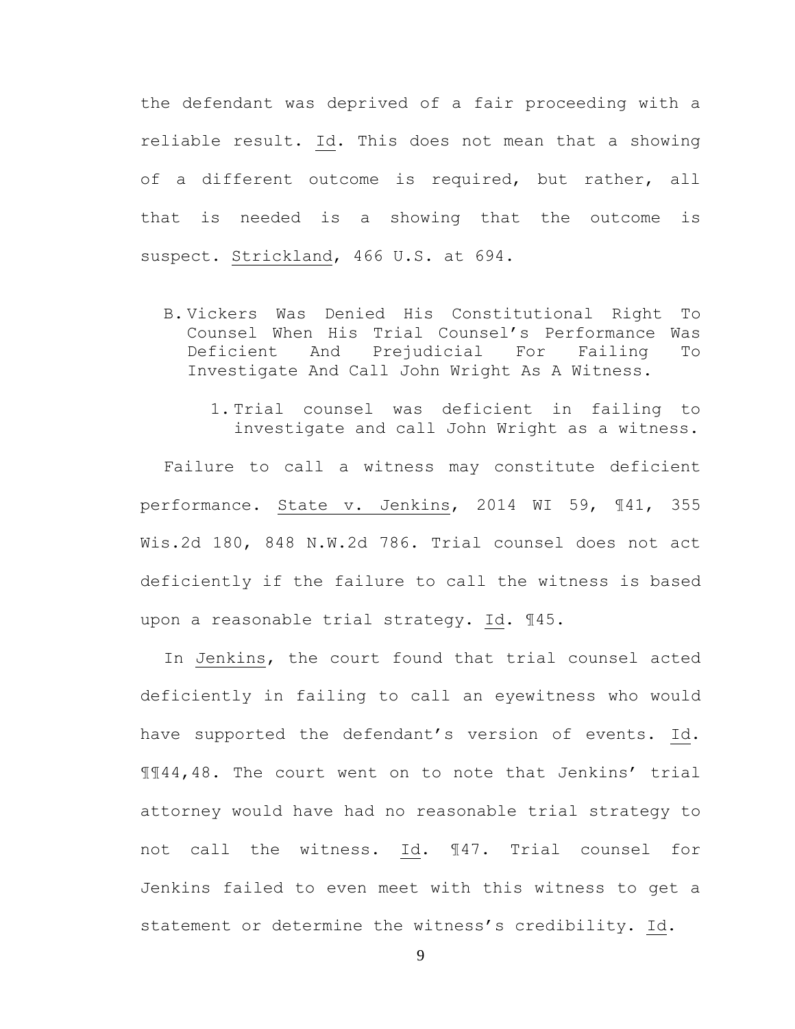the defendant was deprived of a fair proceeding with a reliable result. Id. This does not mean that a showing of a different outcome is required, but rather, all that is needed is a showing that the outcome is suspect. Strickland, 466 U.S. at 694.

## B. Vickers Was Denied His Constitutional Right To Counsel When His Trial Counsel's Performance Was Deficient And Prejudicial For Failing To Investigate And Call John Wright As A Witness.

### 1. Trial counsel was deficient in failing to investigate and call John Wright as a witness.

Failure to call a witness may constitute deficient performance. State v. Jenkins, 2014 WI 59, ¶41, 355 Wis.2d 180, 848 N.W.2d 786. Trial counsel does not act deficiently if the failure to call the witness is based upon a reasonable trial strategy. Id. ¶45.

In Jenkins, the court found that trial counsel acted deficiently in failing to call an eyewitness who would have supported the defendant's version of events. Id. ¶¶44,48. The court went on to note that Jenkins' trial attorney would have had no reasonable trial strategy to not call the witness. Id. ¶47. Trial counsel for Jenkins failed to even meet with this witness to get a statement or determine the witness's credibility. Id.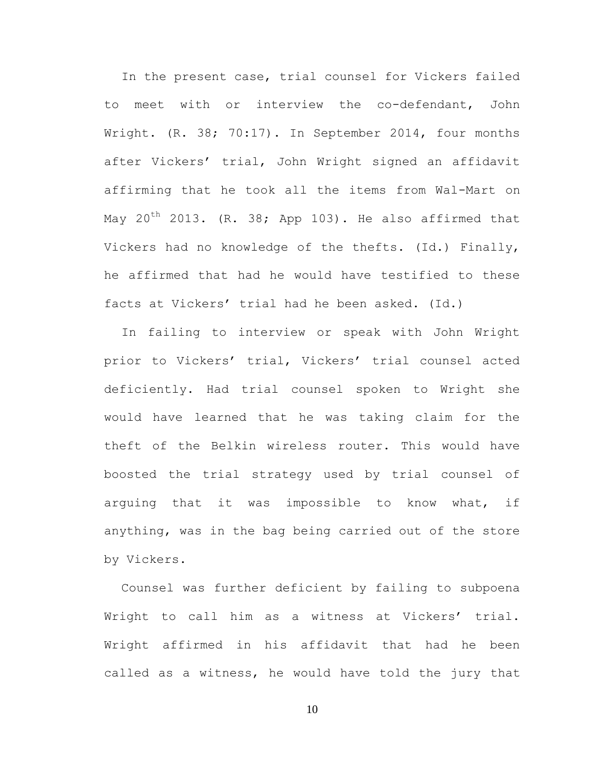In the present case, trial counsel for Vickers failed to meet with or interview the co-defendant, John Wright. (R. 38; 70:17). In September 2014, four months after Vickers' trial, John Wright signed an affidavit affirming that he took all the items from Wal-Mart on May 20th 2013. (R. 38; App 103). He also affirmed that Vickers had no knowledge of the thefts. (Id.) Finally, he affirmed that had he would have testified to these facts at Vickers' trial had he been asked. (Id.)

In failing to interview or speak with John Wright prior to Vickers' trial, Vickers' trial counsel acted deficiently. Had trial counsel spoken to Wright she would have learned that he was taking claim for the theft of the Belkin wireless router. This would have boosted the trial strategy used by trial counsel of arguing that it was impossible to know what, if anything, was in the bag being carried out of the store by Vickers.

Counsel was further deficient by failing to subpoena Wright to call him as a witness at Vickers' trial. Wright affirmed in his affidavit that had he been called as a witness, he would have told the jury that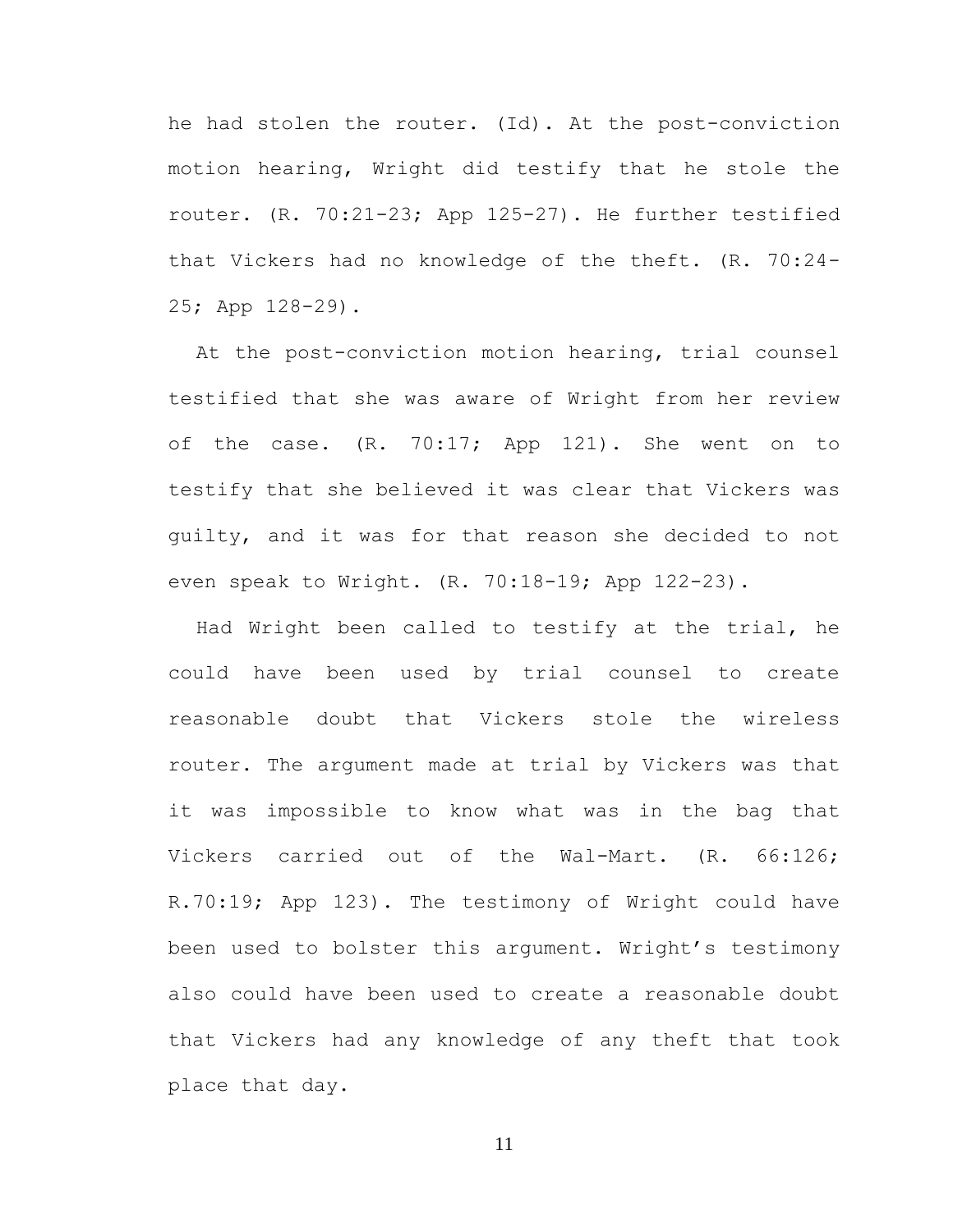he had stolen the router. (Id). At the post-conviction motion hearing, Wright did testify that he stole the router. (R. 70:21-23; App 125-27). He further testified that Vickers had no knowledge of the theft. (R. 70:24-25; App 128-29).

At the post-conviction motion hearing, trial counsel testified that she was aware of Wright from her review of the case. (R. 70:17; App 121). She went on to testify that she believed it was clear that Vickers was guilty, and it was for that reason she decided to not even speak to Wright. (R. 70:18-19; App 122-23).

Had Wright been called to testify at the trial, he could have been used by trial counsel to create reasonable doubt that Vickers stole the wireless router. The argument made at trial by Vickers was that it was impossible to know what was in the bag that Vickers carried out of the Wal-Mart. (R. 66:126; R.70:19; App 123). The testimony of Wright could have been used to bolster this argument. Wright's testimony also could have been used to create a reasonable doubt that Vickers had any knowledge of any theft that took place that day.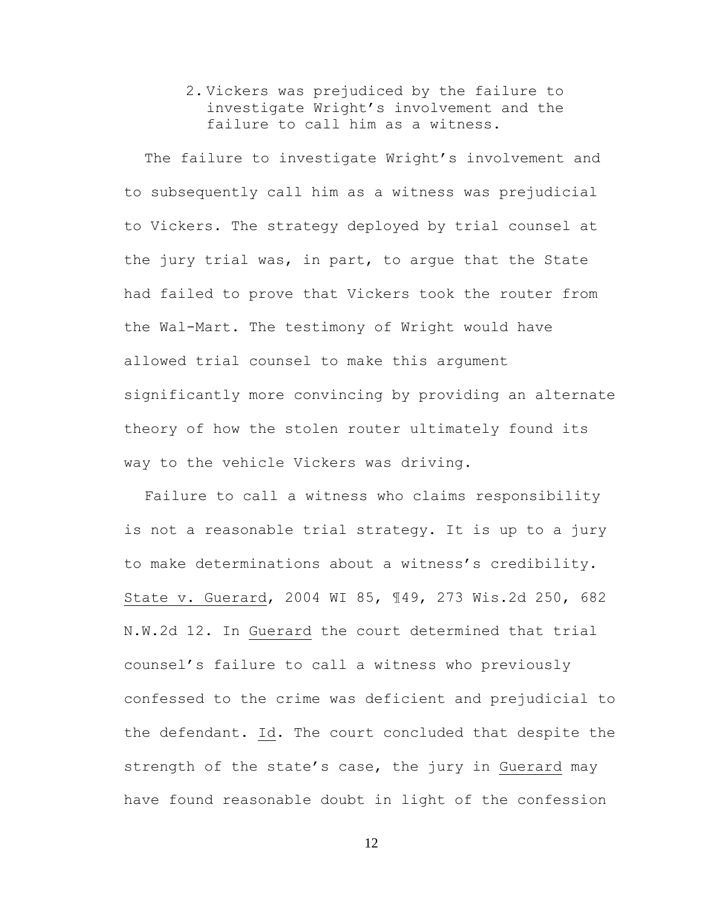2. Vickers was prejudiced by the failure to investigate Wright's involvement and the failure to call him as a witness.

The failure to investigate Wright's involvement and to subsequently call him as a witness was prejudicial to Vickers. The strategy deployed by trial counsel at the jury trial was, in part, to argue that the State had failed to prove that Vickers took the router from the Wal-Mart. The testimony of Wright would have allowed trial counsel to make this argument significantly more convincing by providing an alternate theory of how the stolen router ultimately found its way to the vehicle Vickers was driving.

Failure to call a witness who claims responsibility is not a reasonable trial strategy. It is up to a jury to make determinations about a witness's credibility. State v. Guerard, 2004 WI 85, ¶49, 273 Wis.2d 250, 682 N.W.2d 12. In Guerard the court determined that trial counsel's failure to call a witness who previously confessed to the crime was deficient and prejudicial to the defendant. Id. The court concluded that despite the strength of the state's case, the jury in Guerard may have found reasonable doubt in light of the confession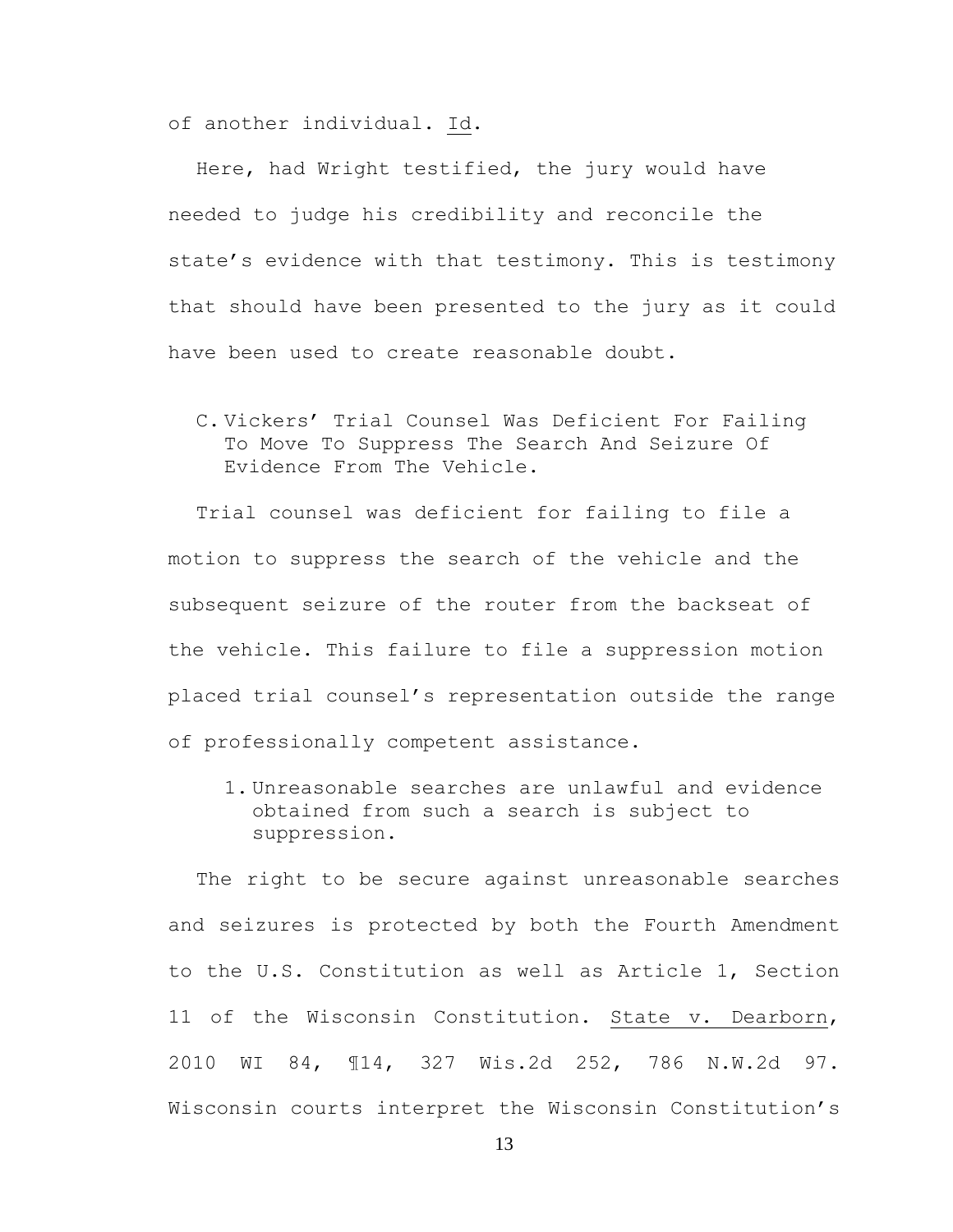of another individual. Id.

Here, had Wright testified, the jury would have needed to judge his credibility and reconcile the state's evidence with that testimony. This is testimony that should have been presented to the jury as it could have been used to create reasonable doubt.

C. Vickers' Trial Counsel Was Deficient For Failing To Move To Suppress The Search And Seizure Of Evidence From The Vehicle.

Trial counsel was deficient for failing to file a motion to suppress the search of the vehicle and the subsequent seizure of the router from the backseat of the vehicle. This failure to file a suppression motion placed trial counsel's representation outside the range of professionally competent assistance.

1. Unreasonable searches are unlawful and evidence obtained from such a search is subject to suppression.

The right to be secure against unreasonable searches and seizures is protected by both the Fourth Amendment to the U.S. Constitution as well as Article 1, Section 11 of the Wisconsin Constitution. State v. Dearborn, 2010 WI 84, ¶14, 327 Wis.2d 252, 786 N.W.2d 97. Wisconsin courts interpret the Wisconsin Constitution's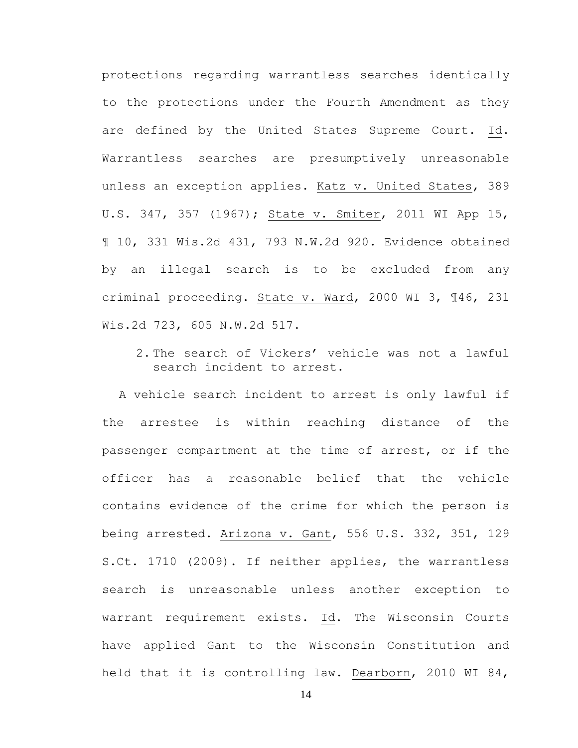protections regarding warrantless searches identically to the protections under the Fourth Amendment as they are defined by the United States Supreme Court. Id. Warrantless searches are presumptively unreasonable unless an exception applies. Katz v. United States, 389 U.S. 347, 357 (1967); State v. Smiter, 2011 WI App 15, ¶ 10, 331 Wis.2d 431, 793 N.W.2d 920. Evidence obtained by an illegal search is to be excluded from any criminal proceeding. State v. Ward, 2000 WI 3, ¶46, 231 Wis.2d 723, 605 N.W.2d 517.

2. The search of Vickers' vehicle was not a lawful search incident to arrest.

A vehicle search incident to arrest is only lawful if the arrestee is within reaching distance of the passenger compartment at the time of arrest, or if the officer has a reasonable belief that the vehicle contains evidence of the crime for which the person is being arrested. Arizona v. Gant, 556 U.S. 332, 351, 129 S.Ct. 1710 (2009). If neither applies, the warrantless search is unreasonable unless another exception to warrant requirement exists. Id. The Wisconsin Courts have applied Gant to the Wisconsin Constitution and held that it is controlling law. Dearborn, 2010 WI 84,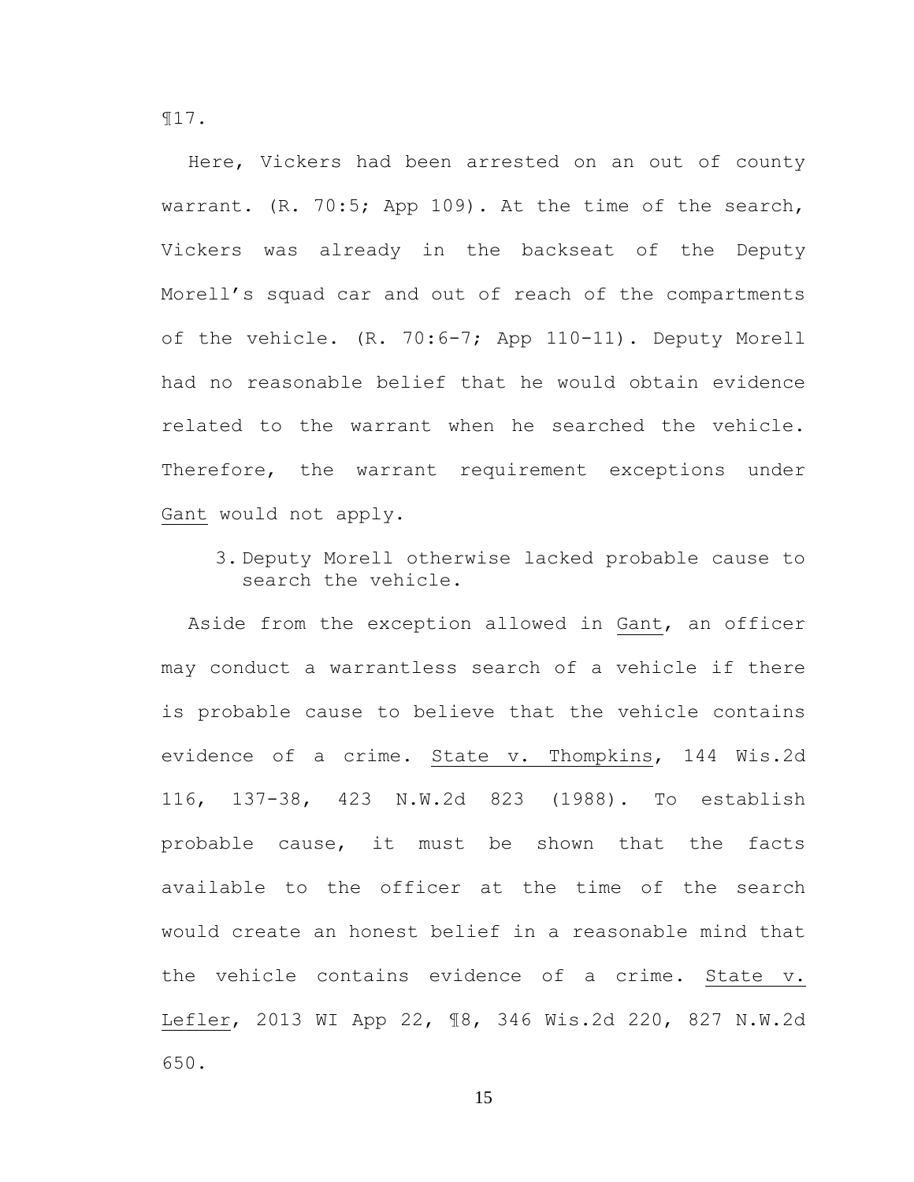¶17.

Here, Vickers had been arrested on an out of county warrant. (R. 70:5; App 109). At the time of the search, Vickers was already in the backseat of the Deputy Morell's squad car and out of reach of the compartments of the vehicle. (R. 70:6-7; App 110-11). Deputy Morell had no reasonable belief that he would obtain evidence related to the warrant when he searched the vehicle. Therefore, the warrant requirement exceptions under Gant would not apply.

3. Deputy Morell otherwise lacked probable cause to search the vehicle.

Aside from the exception allowed in Gant, an officer may conduct a warrantless search of a vehicle if there is probable cause to believe that the vehicle contains evidence of a crime. State v. Thompkins, 144 Wis.2d 116, 137-38, 423 N.W.2d 823 (1988). To establish probable cause, it must be shown that the facts available to the officer at the time of the search would create an honest belief in a reasonable mind that the vehicle contains evidence of a crime. State v. Lefler, 2013 WI App 22, ¶8, 346 Wis.2d 220, 827 N.W.2d 650.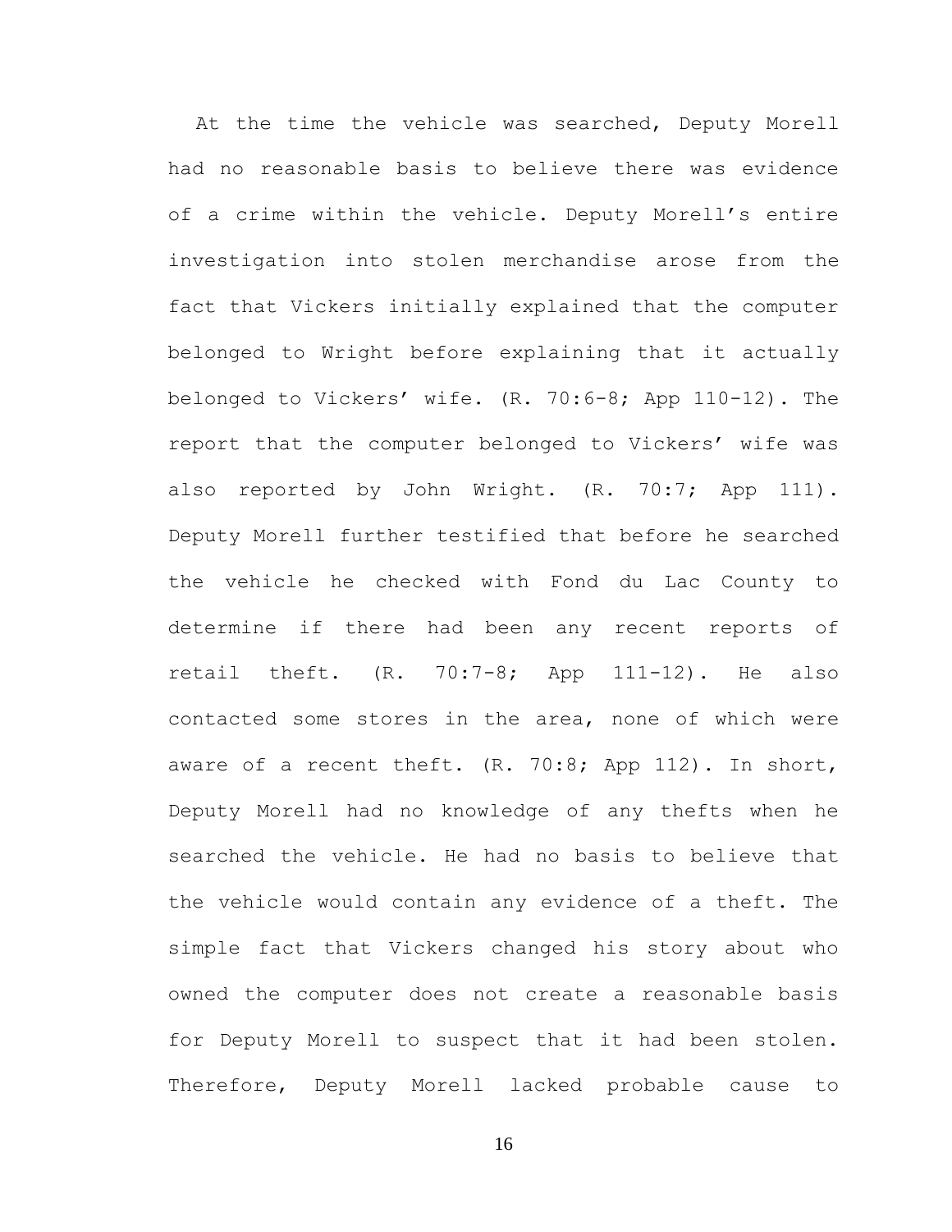At the time the vehicle was searched, Deputy Morell had no reasonable basis to believe there was evidence of a crime within the vehicle. Deputy Morell's entire investigation into stolen merchandise arose from the fact that Vickers initially explained that the computer belonged to Wright before explaining that it actually belonged to Vickers' wife. (R. 70:6-8; App 110-12). The report that the computer belonged to Vickers' wife was also reported by John Wright. (R. 70:7; App 111). Deputy Morell further testified that before he searched the vehicle he checked with Fond du Lac County to determine if there had been any recent reports of retail theft. (R. 70:7-8; App 111-12). He also contacted some stores in the area, none of which were aware of a recent theft. (R. 70:8; App 112). In short, Deputy Morell had no knowledge of any thefts when he searched the vehicle. He had no basis to believe that the vehicle would contain any evidence of a theft. The simple fact that Vickers changed his story about who owned the computer does not create a reasonable basis for Deputy Morell to suspect that it had been stolen. Therefore, Deputy Morell lacked probable cause to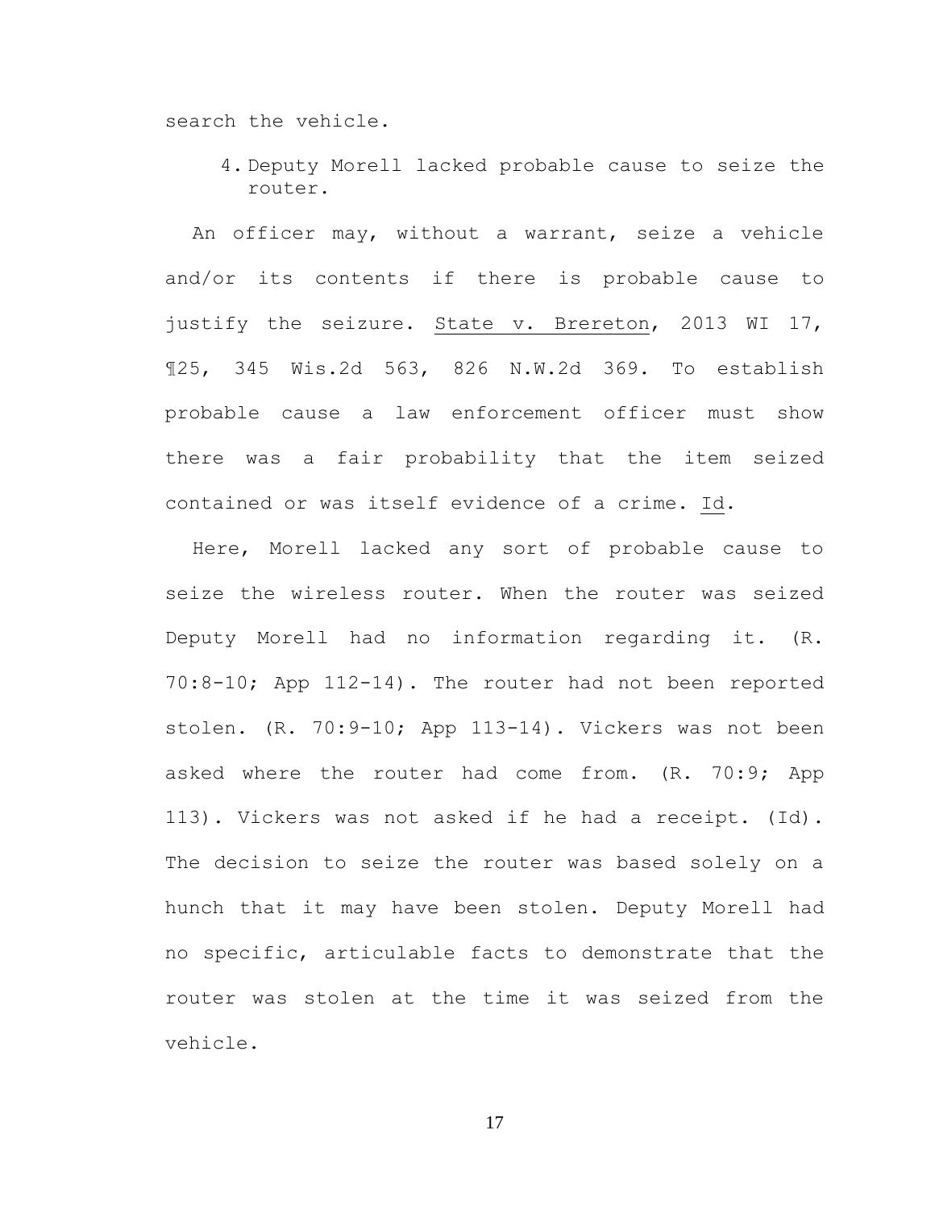search the vehicle.

4. Deputy Morell lacked probable cause to seize the router.

An officer may, without a warrant, seize a vehicle and/or its contents if there is probable cause to justify the seizure. State v. Brereton, 2013 WI 17, ¶25, 345 Wis.2d 563, 826 N.W.2d 369. To establish probable cause a law enforcement officer must show there was a fair probability that the item seized contained or was itself evidence of a crime. Id.

Here, Morell lacked any sort of probable cause to seize the wireless router. When the router was seized Deputy Morell had no information regarding it. (R. 70:8-10; App 112-14). The router had not been reported stolen. (R. 70:9-10; App 113-14). Vickers was not been asked where the router had come from. (R. 70:9; App 113). Vickers was not asked if he had a receipt. (Id). The decision to seize the router was based solely on a hunch that it may have been stolen. Deputy Morell had no specific, articulable facts to demonstrate that the router was stolen at the time it was seized from the vehicle.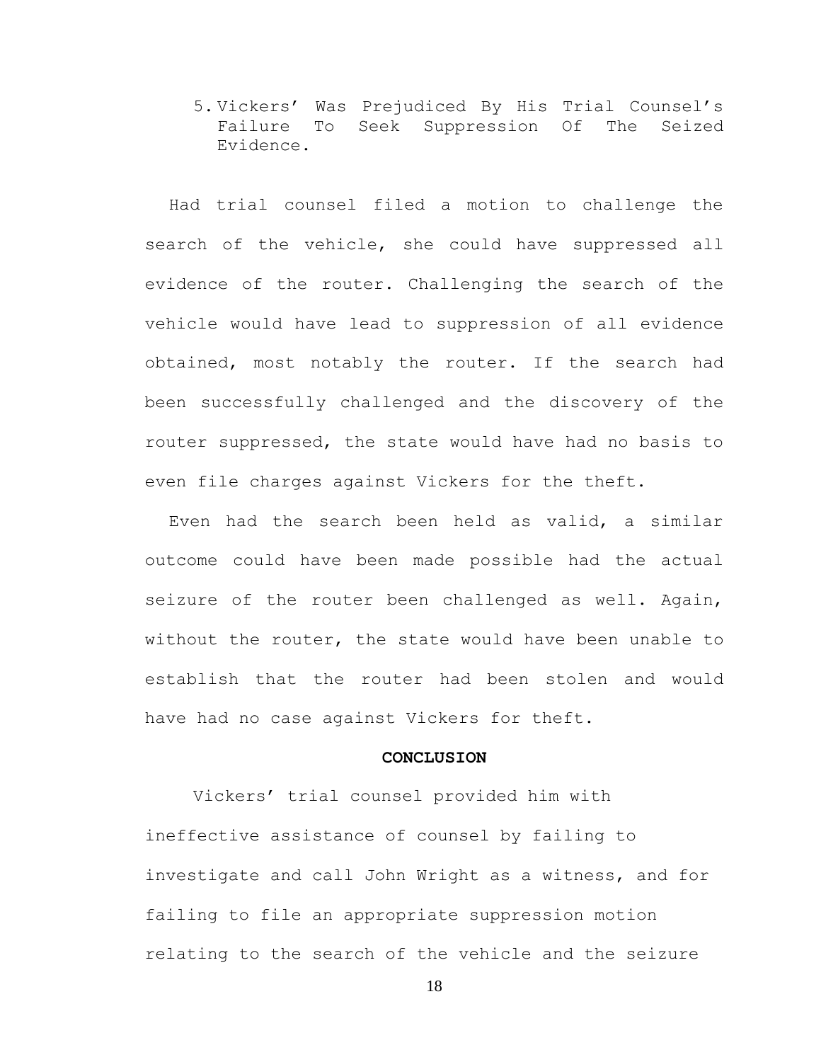5. Vickers' Was Prejudiced By His Trial Counsel's Failure To Seek Suppression Of The Seized Evidence.

Had trial counsel filed a motion to challenge the search of the vehicle, she could have suppressed all evidence of the router. Challenging the search of the vehicle would have lead to suppression of all evidence obtained, most notably the router. If the search had been successfully challenged and the discovery of the router suppressed, the state would have had no basis to even file charges against Vickers for the theft.

Even had the search been held as valid, a similar outcome could have been made possible had the actual seizure of the router been challenged as well. Again, without the router, the state would have been unable to establish that the router had been stolen and would have had no case against Vickers for theft.

## CONCLUSION

Vickers' trial counsel provided him with ineffective assistance of counsel by failing to investigate and call John Wright as a witness, and for failing to file an appropriate suppression motion relating to the search of the vehicle and the seizure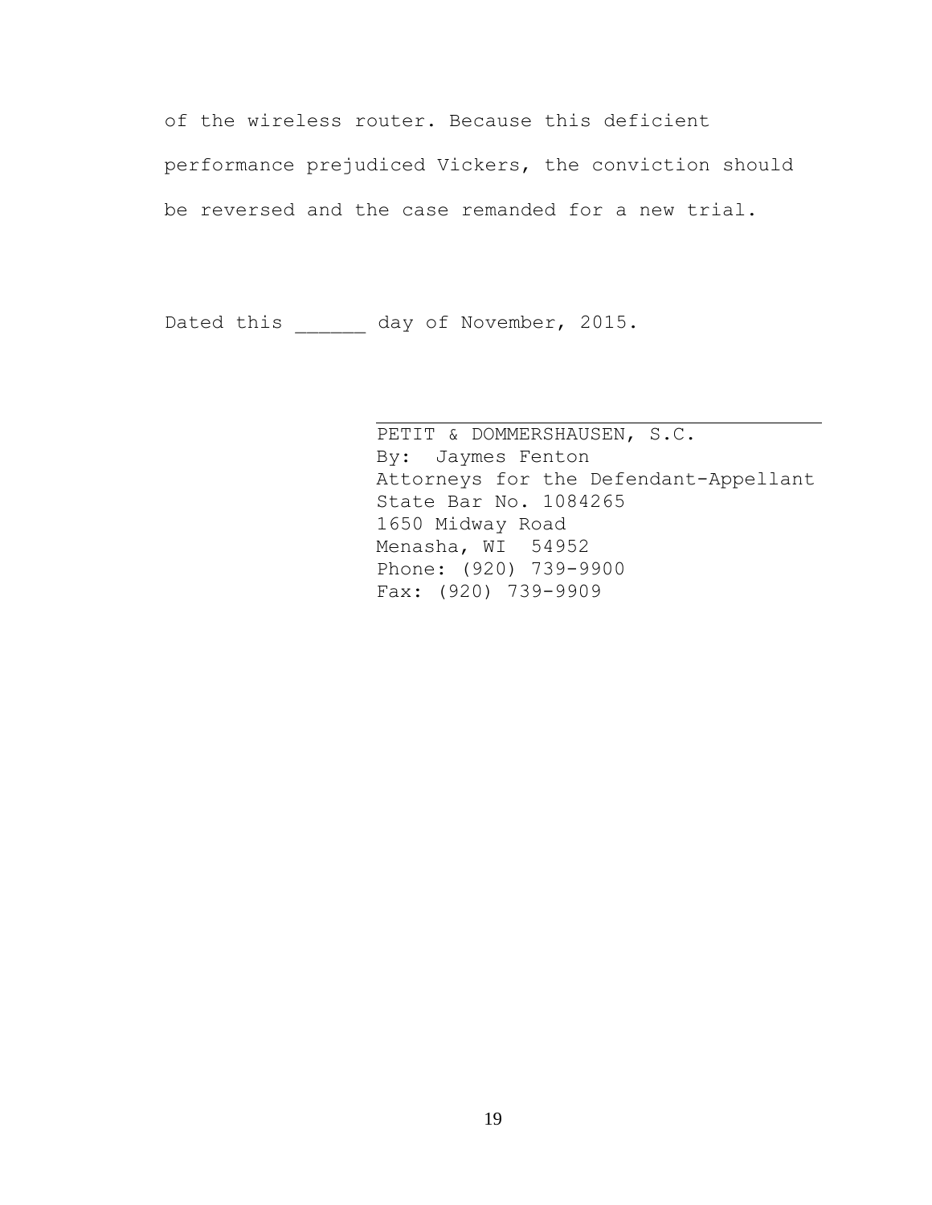of the wireless router. Because this deficient performance prejudiced Vickers, the conviction should be reversed and the case remanded for a new trial.

Dated this ______ day of November, 2015.

PETIT & DOMMERSHAUSEN, S.C.
By: Jaymes Fenton
Attorneys for the Defendant-Appellant
State Bar No. 1084265
1650 Midway Road
Menasha, WI 54952
Phone: (920) 739-9900
Fax: (920) 739-9909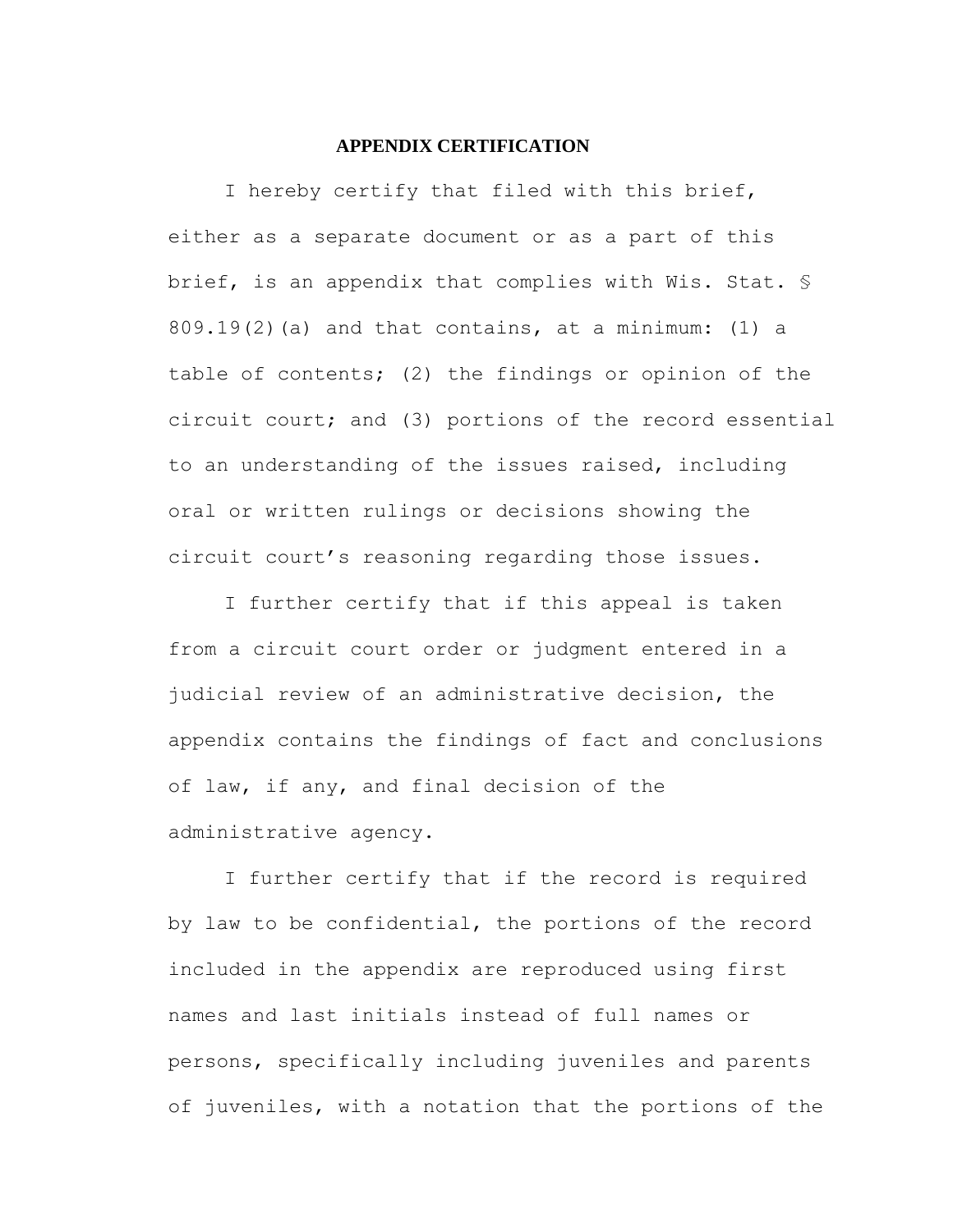**APPENDIX CERTIFICATION**

I hereby certify that filed with this brief, either as a separate document or as a part of this brief, is an appendix that complies with Wis. Stat. § 809.19(2)(a) and that contains, at a minimum: (1) a table of contents; (2) the findings or opinion of the circuit court; and (3) portions of the record essential to an understanding of the issues raised, including oral or written rulings or decisions showing the circuit court's reasoning regarding those issues.

I further certify that if this appeal is taken from a circuit court order or judgment entered in a judicial review of an administrative decision, the appendix contains the findings of fact and conclusions of law, if any, and final decision of the administrative agency.

I further certify that if the record is required by law to be confidential, the portions of the record included in the appendix are reproduced using first names and last initials instead of full names or persons, specifically including juveniles and parents of juveniles, with a notation that the portions of the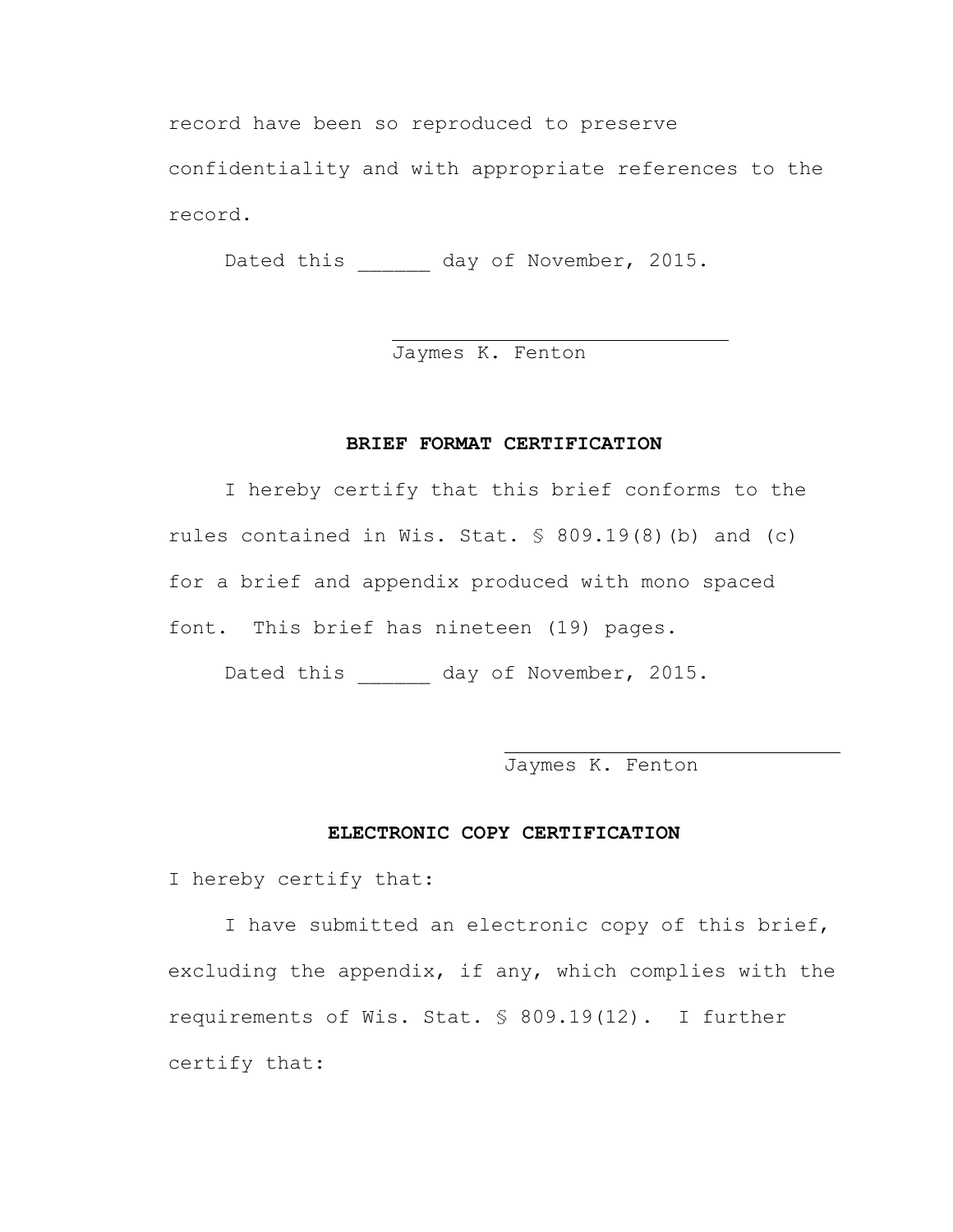record have been so reproduced to preserve confidentiality and with appropriate references to the record.

Dated this ______ day of November, 2015.

______________________________
Jaymes K. Fenton

**BRIEF FORMAT CERTIFICATION**

I hereby certify that this brief conforms to the rules contained in Wis. Stat. § 809.19(8)(b) and (c) for a brief and appendix produced with mono spaced font. This brief has nineteen (19) pages.

Dated this ______ day of November, 2015.

______________________________
Jaymes K. Fenton

**ELECTRONIC COPY CERTIFICATION**

I hereby certify that:

I have submitted an electronic copy of this brief, excluding the appendix, if any, which complies with the requirements of Wis. Stat. § 809.19(12). I further certify that: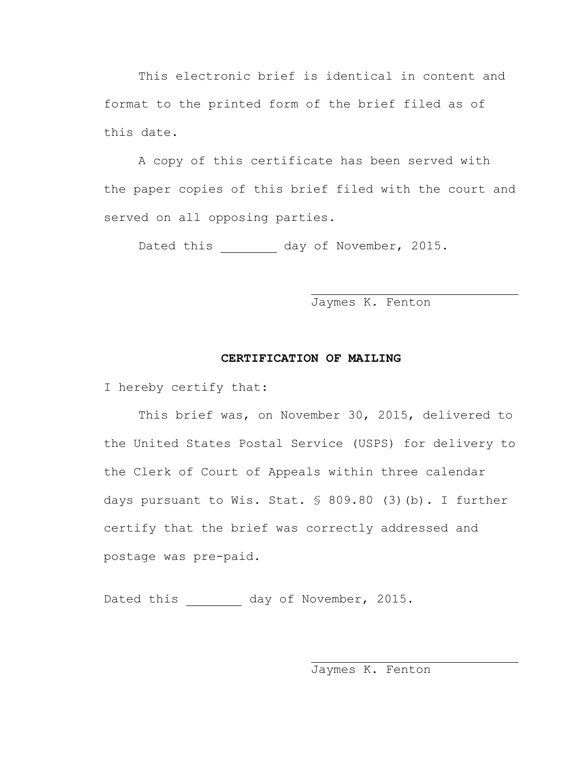This electronic brief is identical in content and format to the printed form of the brief filed as of this date.

A copy of this certificate has been served with the paper copies of this brief filed with the court and served on all opposing parties.

Dated this ________ day of November, 2015.

Jaymes K. Fenton

**CERTIFICATION OF MAILING**

I hereby certify that:

This brief was, on November 30, 2015, delivered to the United States Postal Service (USPS) for delivery to the Clerk of Court of Appeals within three calendar days pursuant to Wis. Stat. § 809.80 (3)(b). I further certify that the brief was correctly addressed and postage was pre-paid.

Dated this ________ day of November, 2015.

Jaymes K. Fenton